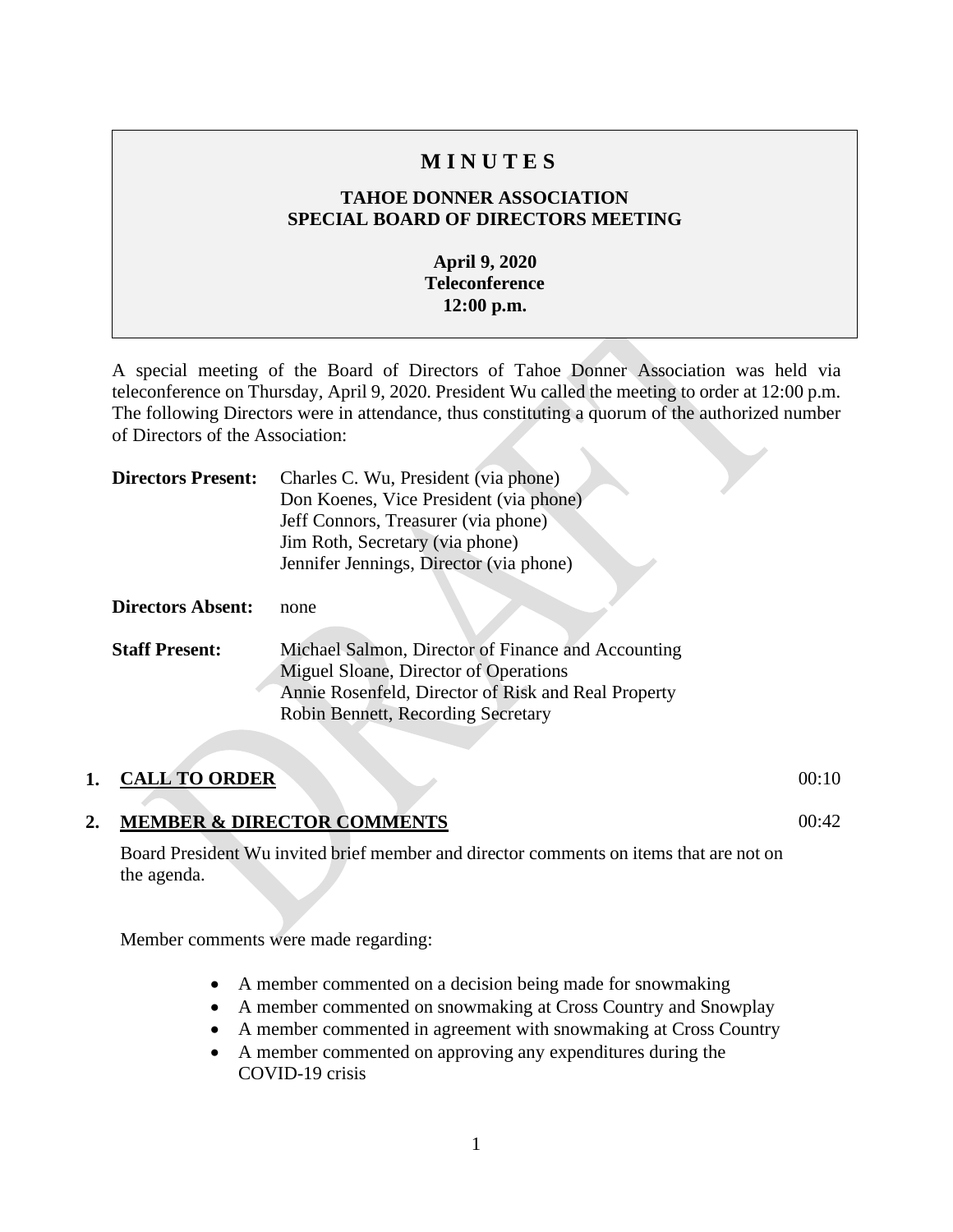# MINUTES

## TAHOE DONNER ASSOCIATION SPECIAL BOARD OF DIRECTORS MEETING

**April 9, 2020**
**Teleconference**
**12:00 p.m.**

A special meeting of the Board of Directors of Tahoe Donner Association was held via teleconference on Thursday, April 9, 2020. President Wu called the meeting to order at 12:00 p.m. The following Directors were in attendance, thus constituting a quorum of the authorized number of Directors of the Association:

**Directors Present:** Charles C. Wu, President (via phone)
Don Koenes, Vice President (via phone)
Jeff Connors, Treasurer (via phone)
Jim Roth, Secretary (via phone)
Jennifer Jennings, Director (via phone)

**Directors Absent:** none

**Staff Present:** Michael Salmon, Director of Finance and Accounting
Miguel Sloane, Director of Operations
Annie Rosenfeld, Director of Risk and Real Property
Robin Bennett, Recording Secretary

## 1. CALL TO ORDER 00:10

## 2. MEMBER & DIRECTOR COMMENTS 00:42

Board President Wu invited brief member and director comments on items that are not on the agenda.

Member comments were made regarding:

- A member commented on a decision being made for snowmaking
- A member commented on snowmaking at Cross Country and Snowplay
- A member commented in agreement with snowmaking at Cross Country
- A member commented on approving any expenditures during the COVID-19 crisis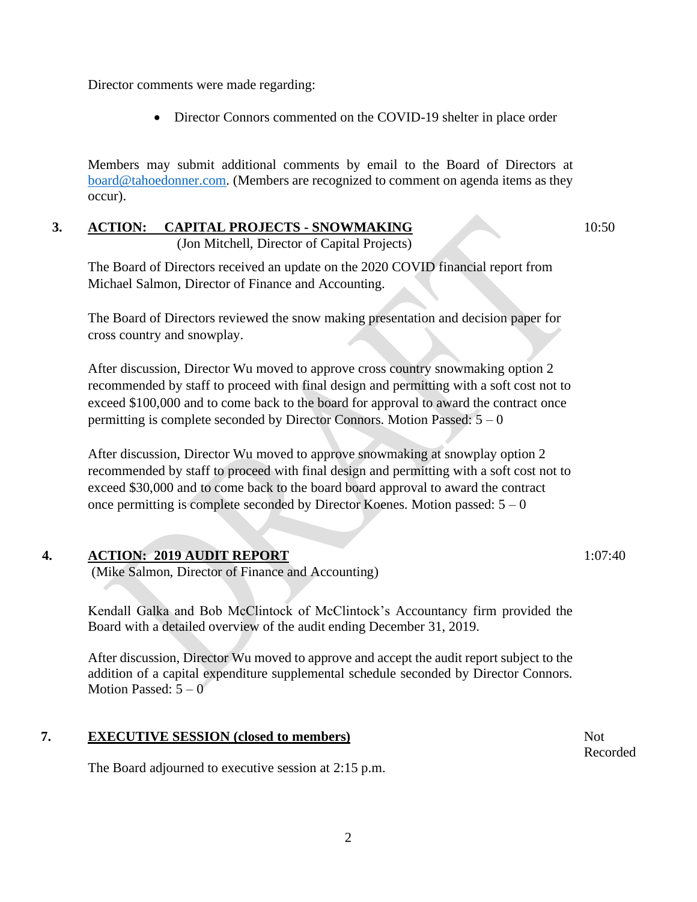Director comments were made regarding:

- Director Connors commented on the COVID-19 shelter in place order

Members may submit additional comments by email to the Board of Directors at board@tahoedonner.com. (Members are recognized to comment on agenda items as they occur).

**3. ACTION: CAPITAL PROJECTS - SNOWMAKING** — 10:50

(Jon Mitchell, Director of Capital Projects)

The Board of Directors received an update on the 2020 COVID financial report from Michael Salmon, Director of Finance and Accounting.

The Board of Directors reviewed the snow making presentation and decision paper for cross country and snowplay.

After discussion, Director Wu moved to approve cross country snowmaking option 2 recommended by staff to proceed with final design and permitting with a soft cost not to exceed $100,000 and to come back to the board for approval to award the contract once permitting is complete seconded by Director Connors. Motion Passed: 5 – 0

After discussion, Director Wu moved to approve snowmaking at snowplay option 2 recommended by staff to proceed with final design and permitting with a soft cost not to exceed $30,000 and to come back to the board board approval to award the contract once permitting is complete seconded by Director Koenes. Motion passed: 5 – 0

**4. ACTION: 2019 AUDIT REPORT** — 1:07:40

(Mike Salmon, Director of Finance and Accounting)

Kendall Galka and Bob McClintock of McClintock's Accountancy firm provided the Board with a detailed overview of the audit ending December 31, 2019.

After discussion, Director Wu moved to approve and accept the audit report subject to the addition of a capital expenditure supplemental schedule seconded by Director Connors. Motion Passed: 5 – 0

**7. EXECUTIVE SESSION (closed to members)** — Not Recorded

The Board adjourned to executive session at 2:15 p.m.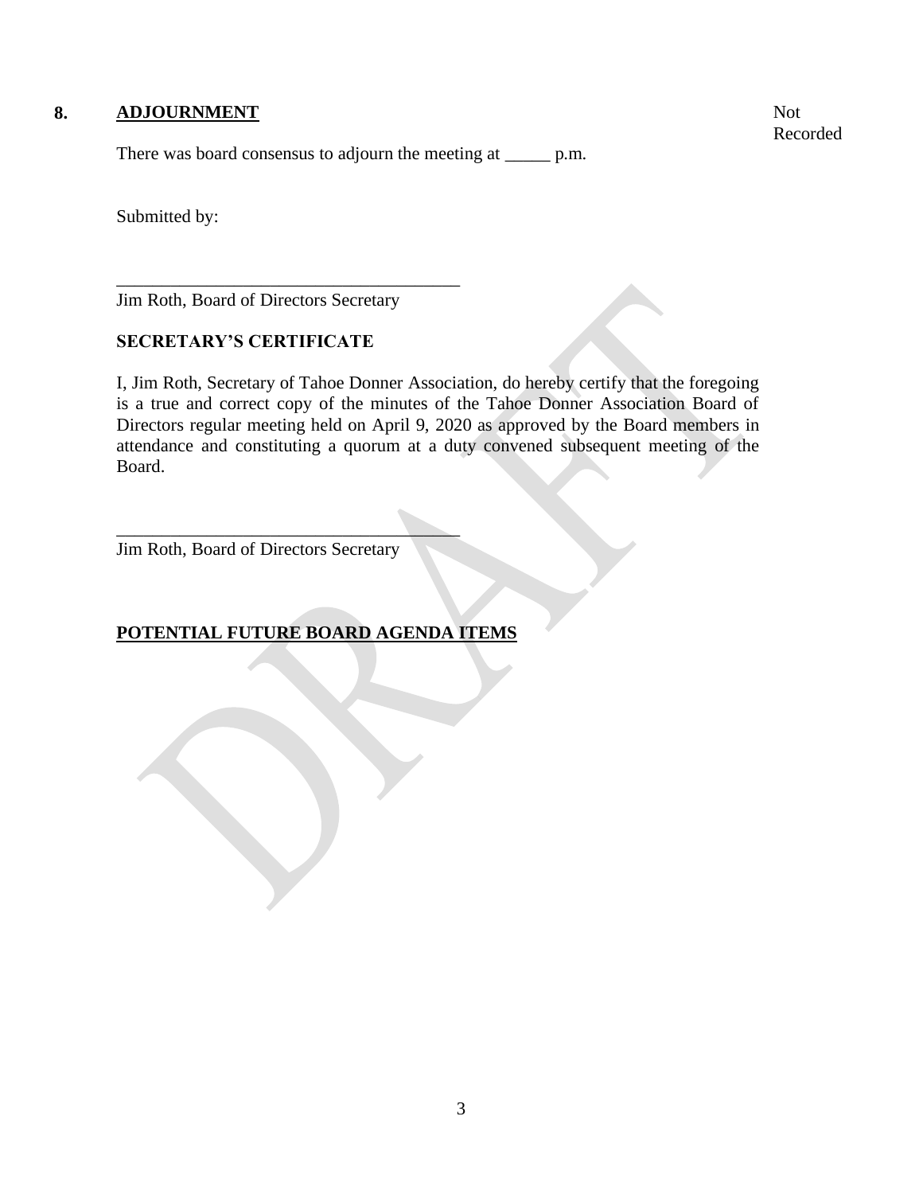## 8. ADJOURNMENT

Not Recorded

There was board consensus to adjourn the meeting at _____ p.m.

Submitted by:

_______________________________________
Jim Roth, Board of Directors Secretary

**SECRETARY'S CERTIFICATE**

I, Jim Roth, Secretary of Tahoe Donner Association, do hereby certify that the foregoing is a true and correct copy of the minutes of the Tahoe Donner Association Board of Directors regular meeting held on April 9, 2020 as approved by the Board members in attendance and constituting a quorum at a duty convened subsequent meeting of the Board.

_______________________________________
Jim Roth, Board of Directors Secretary

## POTENTIAL FUTURE BOARD AGENDA ITEMS

DRAFT